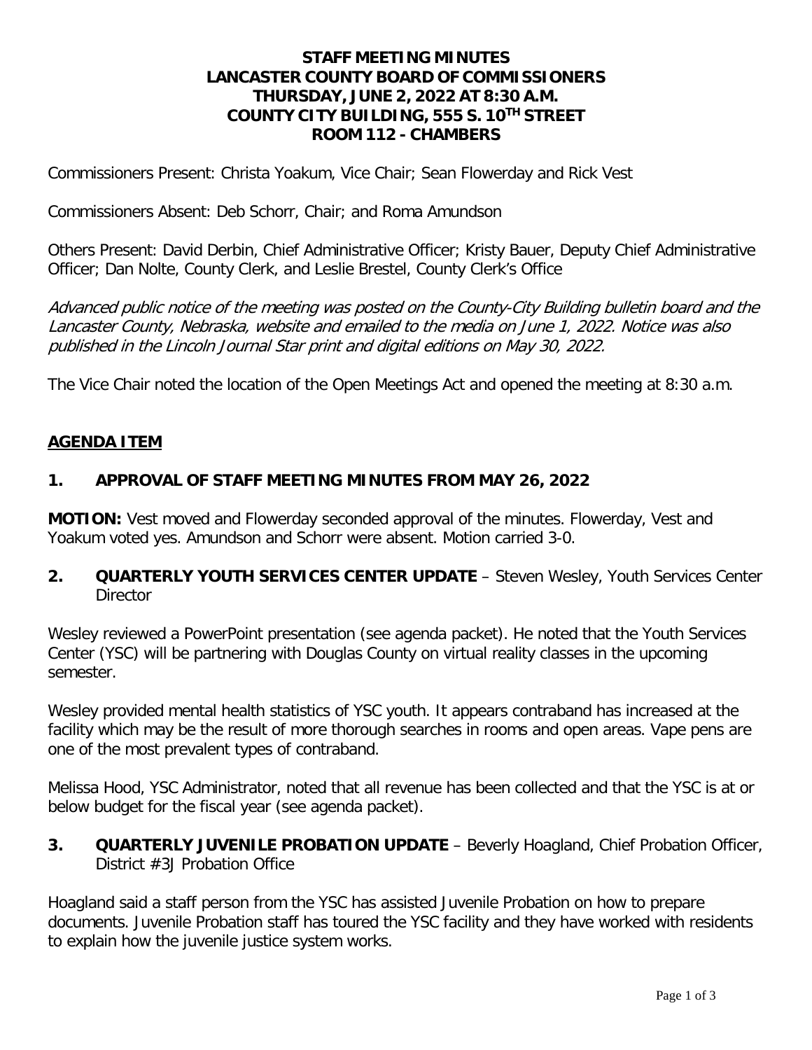**STAFF MEETING MINUTES**
**LANCASTER COUNTY BOARD OF COMMISSIONERS**
**THURSDAY, JUNE 2, 2022 AT 8:30 A.M.**
**COUNTY CITY BUILDING, 555 S. 10TH STREET**
**ROOM 112 - CHAMBERS**

Commissioners Present: Christa Yoakum, Vice Chair; Sean Flowerday and Rick Vest

Commissioners Absent: Deb Schorr, Chair; and Roma Amundson

Others Present: David Derbin, Chief Administrative Officer; Kristy Bauer, Deputy Chief Administrative Officer; Dan Nolte, County Clerk, and Leslie Brestel, County Clerk's Office

*Advanced public notice of the meeting was posted on the County-City Building bulletin board and the Lancaster County, Nebraska, website and emailed to the media on June 1, 2022. Notice was also published in the Lincoln Journal Star print and digital editions on May 30, 2022.*

The Vice Chair noted the location of the Open Meetings Act and opened the meeting at 8:30 a.m.

## AGENDA ITEM

### 1. APPROVAL OF STAFF MEETING MINUTES FROM MAY 26, 2022

**MOTION:** Vest moved and Flowerday seconded approval of the minutes. Flowerday, Vest and Yoakum voted yes. Amundson and Schorr were absent. Motion carried 3-0.

### 2. QUARTERLY YOUTH SERVICES CENTER UPDATE – Steven Wesley, Youth Services Center Director

Wesley reviewed a PowerPoint presentation (see agenda packet). He noted that the Youth Services Center (YSC) will be partnering with Douglas County on virtual reality classes in the upcoming semester.

Wesley provided mental health statistics of YSC youth. It appears contraband has increased at the facility which may be the result of more thorough searches in rooms and open areas. Vape pens are one of the most prevalent types of contraband.

Melissa Hood, YSC Administrator, noted that all revenue has been collected and that the YSC is at or below budget for the fiscal year (see agenda packet).

### 3. QUARTERLY JUVENILE PROBATION UPDATE – Beverly Hoagland, Chief Probation Officer, District #3J Probation Office

Hoagland said a staff person from the YSC has assisted Juvenile Probation on how to prepare documents. Juvenile Probation staff has toured the YSC facility and they have worked with residents to explain how the juvenile justice system works.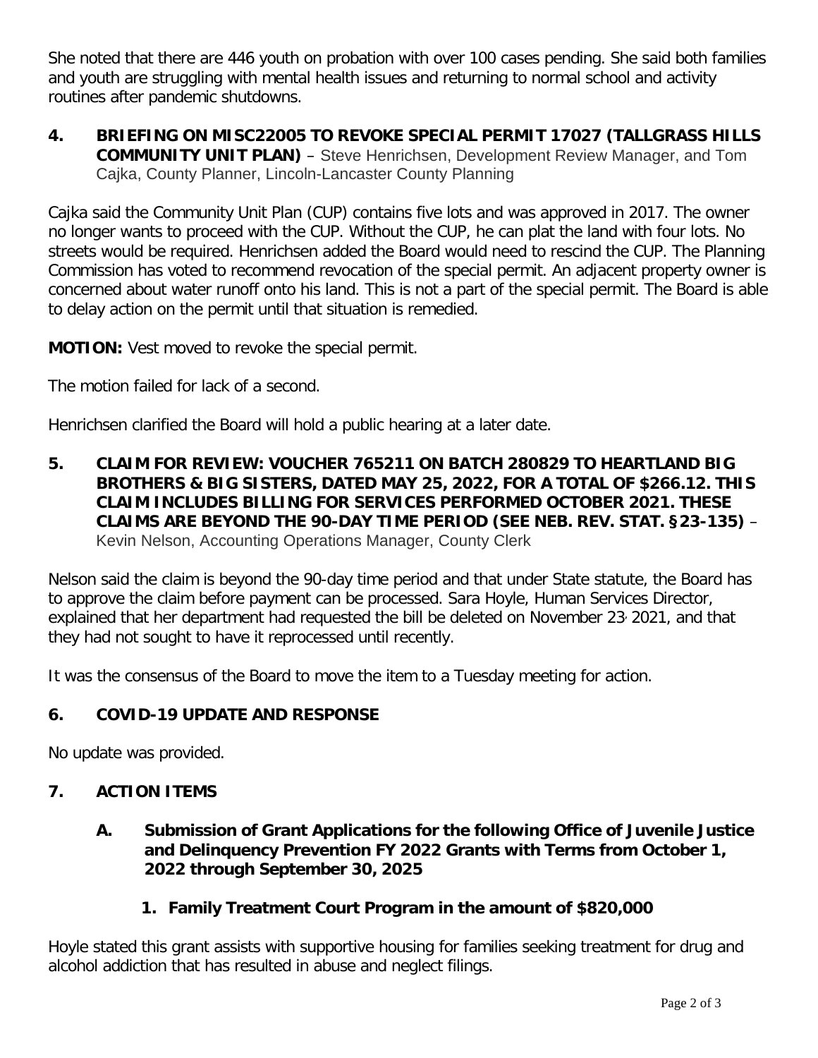She noted that there are 446 youth on probation with over 100 cases pending. She said both families and youth are struggling with mental health issues and returning to normal school and activity routines after pandemic shutdowns.

**4. BRIEFING ON MISC22005 TO REVOKE SPECIAL PERMIT 17027 (TALLGRASS HILLS COMMUNITY UNIT PLAN)** – Steve Henrichsen, Development Review Manager, and Tom Cajka, County Planner, Lincoln-Lancaster County Planning

Cajka said the Community Unit Plan (CUP) contains five lots and was approved in 2017. The owner no longer wants to proceed with the CUP. Without the CUP, he can plat the land with four lots. No streets would be required. Henrichsen added the Board would need to rescind the CUP. The Planning Commission has voted to recommend revocation of the special permit. An adjacent property owner is concerned about water runoff onto his land. This is not a part of the special permit. The Board is able to delay action on the permit until that situation is remedied.

**MOTION:** Vest moved to revoke the special permit.

The motion failed for lack of a second.

Henrichsen clarified the Board will hold a public hearing at a later date.

**5. CLAIM FOR REVIEW: VOUCHER 765211 ON BATCH 280829 TO HEARTLAND BIG BROTHERS & BIG SISTERS, DATED MAY 25, 2022, FOR A TOTAL OF $266.12. THIS CLAIM INCLUDES BILLING FOR SERVICES PERFORMED OCTOBER 2021. THESE CLAIMS ARE BEYOND THE 90-DAY TIME PERIOD (SEE NEB. REV. STAT. §23-135)** – Kevin Nelson, Accounting Operations Manager, County Clerk

Nelson said the claim is beyond the 90-day time period and that under State statute, the Board has to approve the claim before payment can be processed. Sara Hoyle, Human Services Director, explained that her department had requested the bill be deleted on November 23, 2021, and that they had not sought to have it reprocessed until recently.

It was the consensus of the Board to move the item to a Tuesday meeting for action.

**6. COVID-19 UPDATE AND RESPONSE**

No update was provided.

**7. ACTION ITEMS**

**A. Submission of Grant Applications for the following Office of Juvenile Justice and Delinquency Prevention FY 2022 Grants with Terms from October 1, 2022 through September 30, 2025**

**1. Family Treatment Court Program in the amount of $820,000**

Hoyle stated this grant assists with supportive housing for families seeking treatment for drug and alcohol addiction that has resulted in abuse and neglect filings.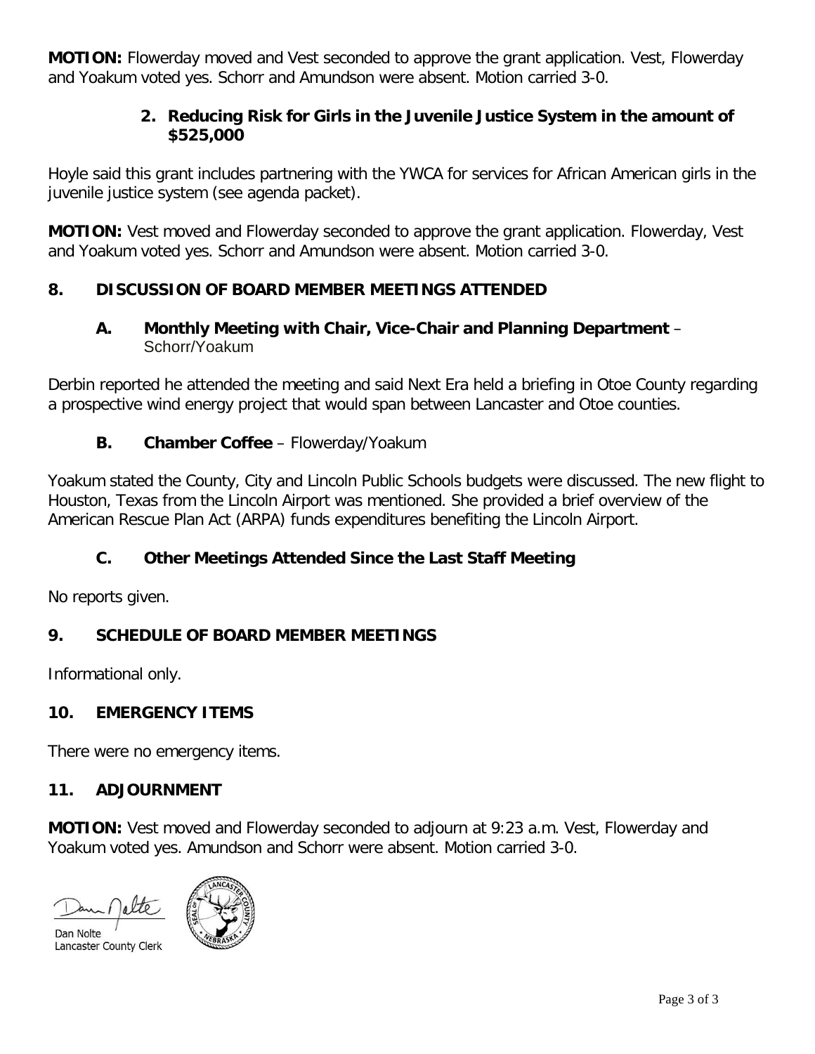**MOTION:** Flowerday moved and Vest seconded to approve the grant application. Vest, Flowerday and Yoakum voted yes. Schorr and Amundson were absent. Motion carried 3-0.

**2. Reducing Risk for Girls in the Juvenile Justice System in the amount of $525,000**

Hoyle said this grant includes partnering with the YWCA for services for African American girls in the juvenile justice system (see agenda packet).

**MOTION:** Vest moved and Flowerday seconded to approve the grant application. Flowerday, Vest and Yoakum voted yes. Schorr and Amundson were absent. Motion carried 3-0.

## 8. DISCUSSION OF BOARD MEMBER MEETINGS ATTENDED

### A. Monthly Meeting with Chair, Vice-Chair and Planning Department – Schorr/Yoakum

Derbin reported he attended the meeting and said Next Era held a briefing in Otoe County regarding a prospective wind energy project that would span between Lancaster and Otoe counties.

### B. Chamber Coffee – Flowerday/Yoakum

Yoakum stated the County, City and Lincoln Public Schools budgets were discussed. The new flight to Houston, Texas from the Lincoln Airport was mentioned. She provided a brief overview of the American Rescue Plan Act (ARPA) funds expenditures benefiting the Lincoln Airport.

### C. Other Meetings Attended Since the Last Staff Meeting

No reports given.

## 9. SCHEDULE OF BOARD MEMBER MEETINGS

Informational only.

## 10. EMERGENCY ITEMS

There were no emergency items.

## 11. ADJOURNMENT

**MOTION:** Vest moved and Flowerday seconded to adjourn at 9:23 a.m. Vest, Flowerday and Yoakum voted yes. Amundson and Schorr were absent. Motion carried 3-0.

Dan Nolte
Lancaster County Clerk